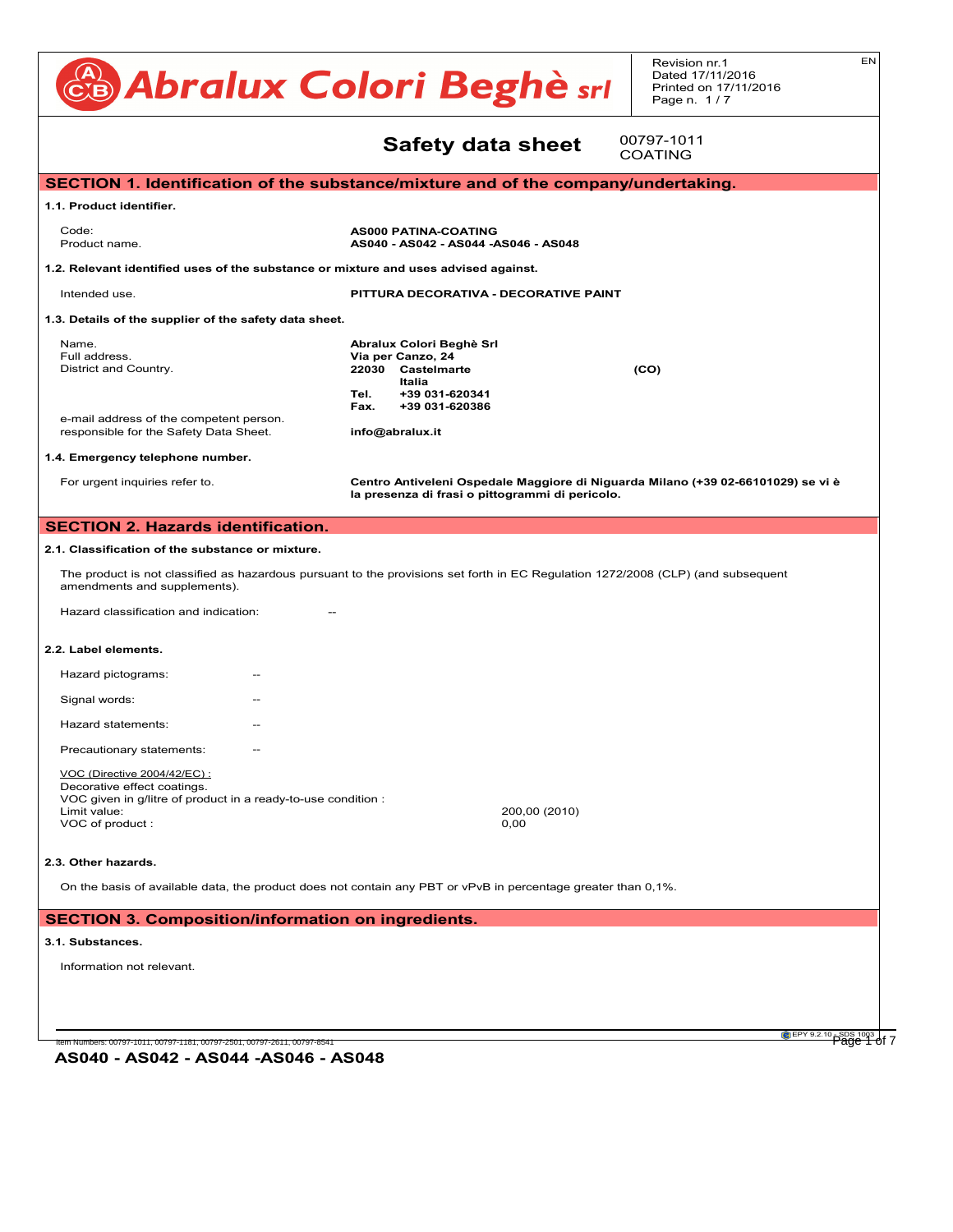**Abralux Colori Beghè srl**

Revision nr.1
Dated 17/11/2016
Printed on 17/11/2016

EN

# Safety data sheet

00797-1011
COATING

## SECTION 1. Identification of the substance/mixture and of the company/undertaking.

### 1.1. Product identifier.

| | |
|---|---|
| Code: | **AS000 PATINA-COATING** |
| Product name. | **AS040 - AS042 - AS044 -AS046 - AS048** |

### 1.2. Relevant identified uses of the substance or mixture and uses advised against.

| | |
|---|---|
| Intended use. | **PITTURA DECORATIVA - DECORATIVE PAINT** |

### 1.3. Details of the supplier of the safety data sheet.

| | |
|---|---|
| Name. | **Abralux Colori Beghè Srl** |
| Full address. | **Via per Canzo, 24** |
| District and Country. | **22030 Castelmarte (CO)** |
| | **Italia** |
| | **Tel. +39 031-620341** |
| | **Fax. +39 031-620386** |
| e-mail address of the competent person. responsible for the Safety Data Sheet. | **info@abralux.it** |

### 1.4. Emergency telephone number.

| | |
|---|---|
| For urgent inquiries refer to. | **Centro Antiveleni Ospedale Maggiore di Niguarda Milano (+39 02-66101029) se vi è la presenza di frasi o pittogrammi di pericolo.** |

## SECTION 2. Hazards identification.

### 2.1. Classification of the substance or mixture.

The product is not classified as hazardous pursuant to the provisions set forth in EC Regulation 1272/2008 (CLP) (and subsequent amendments and supplements).

Hazard classification and indication: --

### 2.2. Label elements.

Hazard pictograms: --

Signal words: --

Hazard statements: --

Precautionary statements: --

VOC (Directive 2004/42/EC) :
Decorative effect coatings.
VOC given in g/litre of product in a ready-to-use condition :

| | |
|---|---|
| Limit value: | 200,00 (2010) |
| VOC of product : | 0,00 |

### 2.3. Other hazards.

On the basis of available data, the product does not contain any PBT or vPvB in percentage greater than 0,1%.

## SECTION 3. Composition/information on ingredients.

### 3.1. Substances.

Information not relevant.

Item Numbers: 00797-1011, 00797-1181, 00797-2501, 00797-2611, 00797-8541

**AS040 - AS042 - AS044 -AS046 - AS048**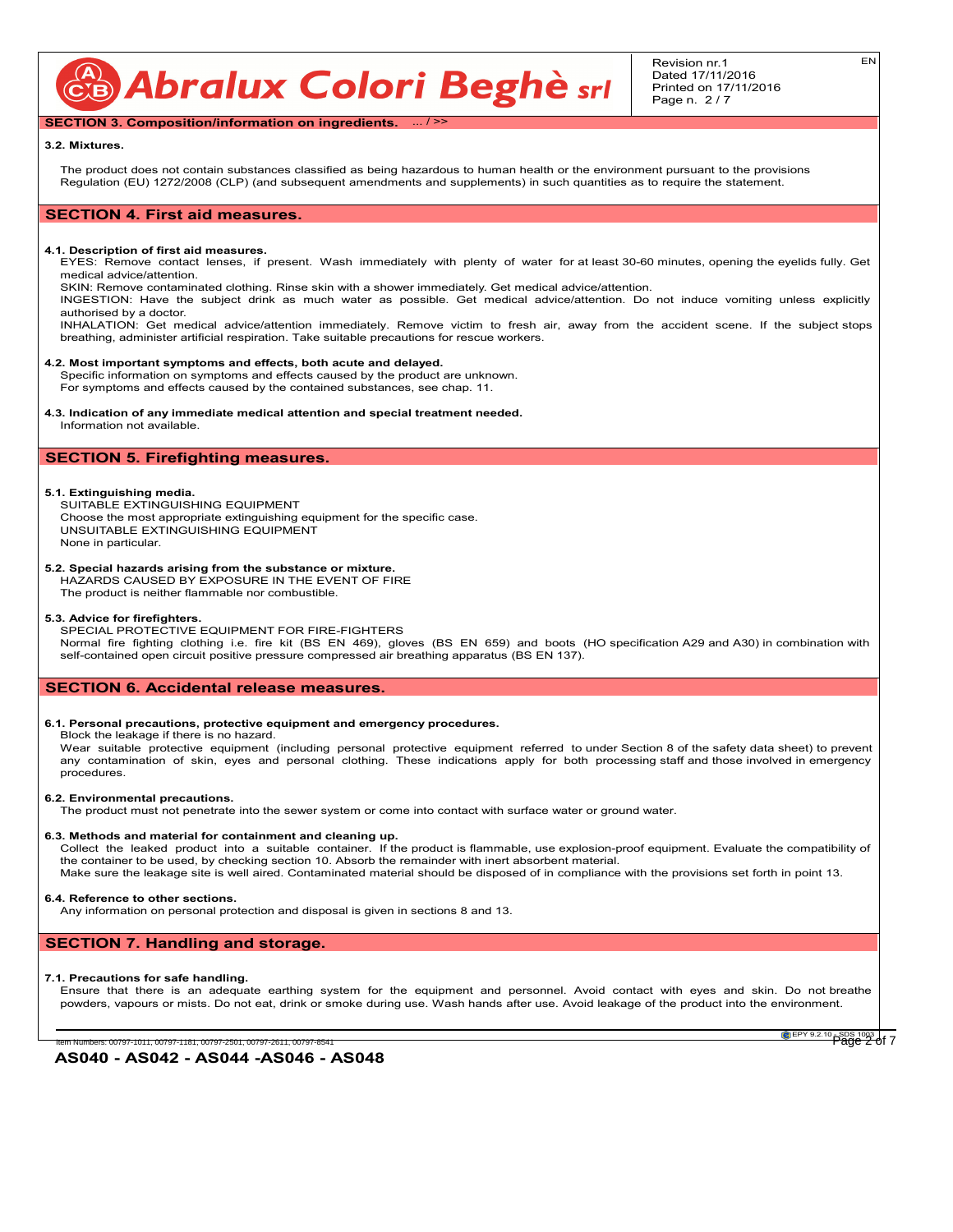## SECTION 3. Composition/information on ingredients. ... / >>

### 3.2. Mixtures.

The product does not contain substances classified as being hazardous to human health or the environment pursuant to the provisions Regulation (EU) 1272/2008 (CLP) (and subsequent amendments and supplements) in such quantities as to require the statement.

## SECTION 4. First aid measures.

### 4.1. Description of first aid measures.

EYES: Remove contact lenses, if present. Wash immediately with plenty of water for at least 30-60 minutes, opening the eyelids fully. Get medical advice/attention.

SKIN: Remove contaminated clothing. Rinse skin with a shower immediately. Get medical advice/attention.

INGESTION: Have the subject drink as much water as possible. Get medical advice/attention. Do not induce vomiting unless explicitly authorised by a doctor.

INHALATION: Get medical advice/attention immediately. Remove victim to fresh air, away from the accident scene. If the subject stops breathing, administer artificial respiration. Take suitable precautions for rescue workers.

### 4.2. Most important symptoms and effects, both acute and delayed.

Specific information on symptoms and effects caused by the product are unknown.
For symptoms and effects caused by the contained substances, see chap. 11.

### 4.3. Indication of any immediate medical attention and special treatment needed.

Information not available.

## SECTION 5. Firefighting measures.

### 5.1. Extinguishing media.

SUITABLE EXTINGUISHING EQUIPMENT
Choose the most appropriate extinguishing equipment for the specific case.
UNSUITABLE EXTINGUISHING EQUIPMENT
None in particular.

### 5.2. Special hazards arising from the substance or mixture.

HAZARDS CAUSED BY EXPOSURE IN THE EVENT OF FIRE
The product is neither flammable nor combustible.

### 5.3. Advice for firefighters.

SPECIAL PROTECTIVE EQUIPMENT FOR FIRE-FIGHTERS
Normal fire fighting clothing i.e. fire kit (BS EN 469), gloves (BS EN 659) and boots (HO specification A29 and A30) in combination with self-contained open circuit positive pressure compressed air breathing apparatus (BS EN 137).

## SECTION 6. Accidental release measures.

### 6.1. Personal precautions, protective equipment and emergency procedures.

Block the leakage if there is no hazard.
Wear suitable protective equipment (including personal protective equipment referred to under Section 8 of the safety data sheet) to prevent any contamination of skin, eyes and personal clothing. These indications apply for both processing staff and those involved in emergency procedures.

### 6.2. Environmental precautions.

The product must not penetrate into the sewer system or come into contact with surface water or ground water.

### 6.3. Methods and material for containment and cleaning up.

Collect the leaked product into a suitable container. If the product is flammable, use explosion-proof equipment. Evaluate the compatibility of the container to be used, by checking section 10. Absorb the remainder with inert absorbent material.
Make sure the leakage site is well aired. Contaminated material should be disposed of in compliance with the provisions set forth in point 13.

### 6.4. Reference to other sections.

Any information on personal protection and disposal is given in sections 8 and 13.

## SECTION 7. Handling and storage.

### 7.1. Precautions for safe handling.

Ensure that there is an adequate earthing system for the equipment and personnel. Avoid contact with eyes and skin. Do not breathe powders, vapours or mists. Do not eat, drink or smoke during use. Wash hands after use. Avoid leakage of the product into the environment.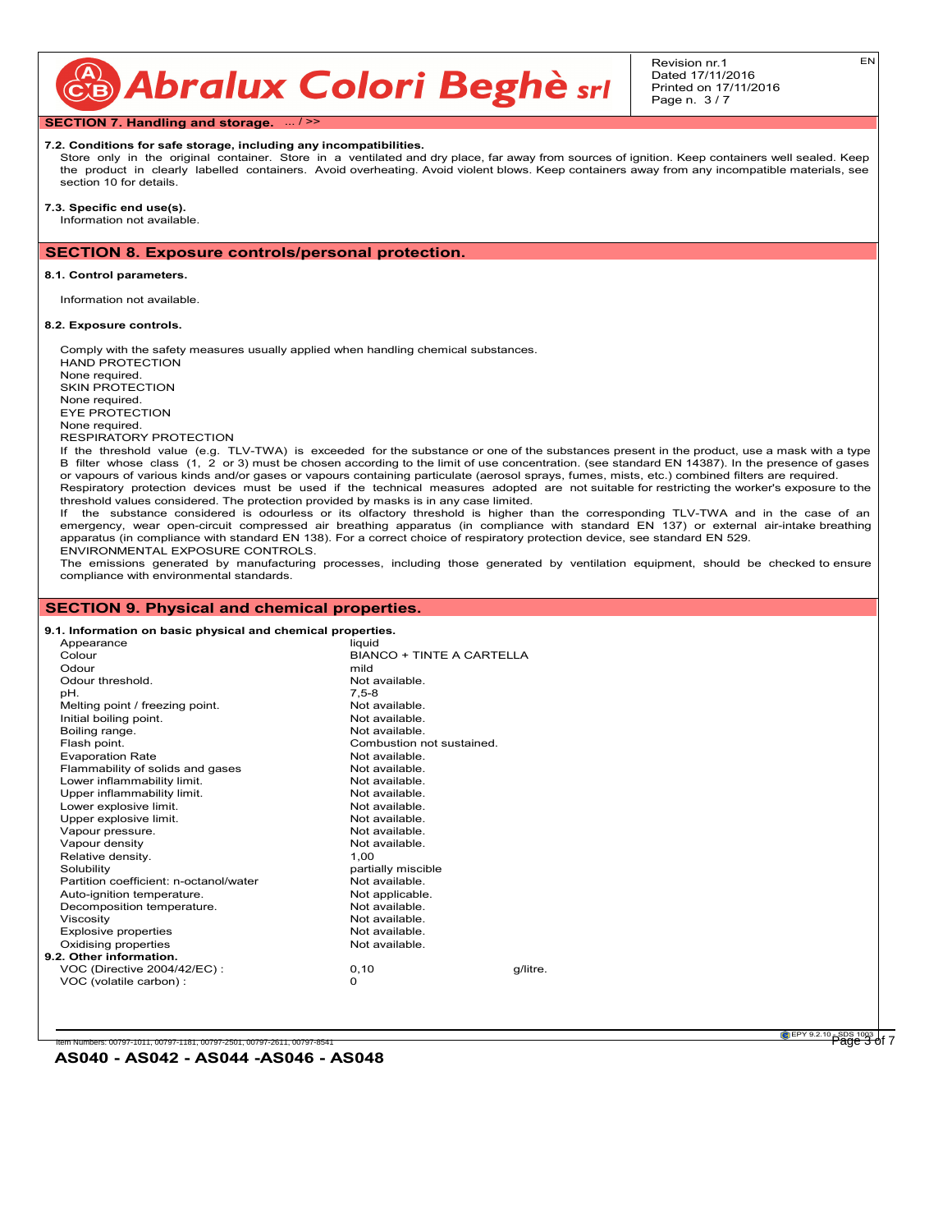## SECTION 7. Handling and storage. ... / >>

**7.2. Conditions for safe storage, including any incompatibilities.**

Store only in the original container. Store in a ventilated and dry place, far away from sources of ignition. Keep containers well sealed. Keep the product in clearly labelled containers. Avoid overheating. Avoid violent blows. Keep containers away from any incompatible materials, see section 10 for details.

**7.3. Specific end use(s).**

Information not available.

## SECTION 8. Exposure controls/personal protection.

**8.1. Control parameters.**

Information not available.

**8.2. Exposure controls.**

Comply with the safety measures usually applied when handling chemical substances.

HAND PROTECTION
None required.
SKIN PROTECTION
None required.
EYE PROTECTION
None required.
RESPIRATORY PROTECTION

If the threshold value (e.g. TLV-TWA) is exceeded for the substance or one of the substances present in the product, use a mask with a type B filter whose class (1, 2 or 3) must be chosen according to the limit of use concentration. (see standard EN 14387). In the presence of gases or vapours of various kinds and/or gases or vapours containing particulate (aerosol sprays, fumes, mists, etc.) combined filters are required.
Respiratory protection devices must be used if the technical measures adopted are not suitable for restricting the worker's exposure to the threshold values considered. The protection provided by masks is in any case limited.
If the substance considered is odourless or its olfactory threshold is higher than the corresponding TLV-TWA and in the case of an emergency, wear open-circuit compressed air breathing apparatus (in compliance with standard EN 137) or external air-intake breathing apparatus (in compliance with standard EN 138). For a correct choice of respiratory protection device, see standard EN 529.

ENVIRONMENTAL EXPOSURE CONTROLS.

The emissions generated by manufacturing processes, including those generated by ventilation equipment, should be checked to ensure compliance with environmental standards.

## SECTION 9. Physical and chemical properties.

**9.1. Information on basic physical and chemical properties.**

| | | |
|---|---|---|
| Appearance | liquid | |
| Colour | BIANCO + TINTE A CARTELLA | |
| Odour | mild | |
| Odour threshold. | Not available. | |
| pH. | 7,5-8 | |
| Melting point / freezing point. | Not available. | |
| Initial boiling point. | Not available. | |
| Boiling range. | Not available. | |
| Flash point. | Combustion not sustained. | |
| Evaporation Rate | Not available. | |
| Flammability of solids and gases | Not available. | |
| Lower inflammability limit. | Not available. | |
| Upper inflammability limit. | Not available. | |
| Lower explosive limit. | Not available. | |
| Upper explosive limit. | Not available. | |
| Vapour pressure. | Not available. | |
| Vapour density | Not available. | |
| Relative density. | 1,00 | |
| Solubility | partially miscible | |
| Partition coefficient: n-octanol/water | Not available. | |
| Auto-ignition temperature. | Not applicable. | |
| Decomposition temperature. | Not available. | |
| Viscosity | Not available. | |
| Explosive properties | Not available. | |
| Oxidising properties | Not available. | |

**9.2. Other information.**

| | | |
|---|---|---|
| VOC (Directive 2004/42/EC) : | 0,10 | g/litre. |
| VOC (volatile carbon) : | 0 | |

Item Numbers: 00797-1011, 00797-1181, 00797-2501, 00797-2611, 00797-8541

**AS040 - AS042 - AS044 -AS046 - AS048**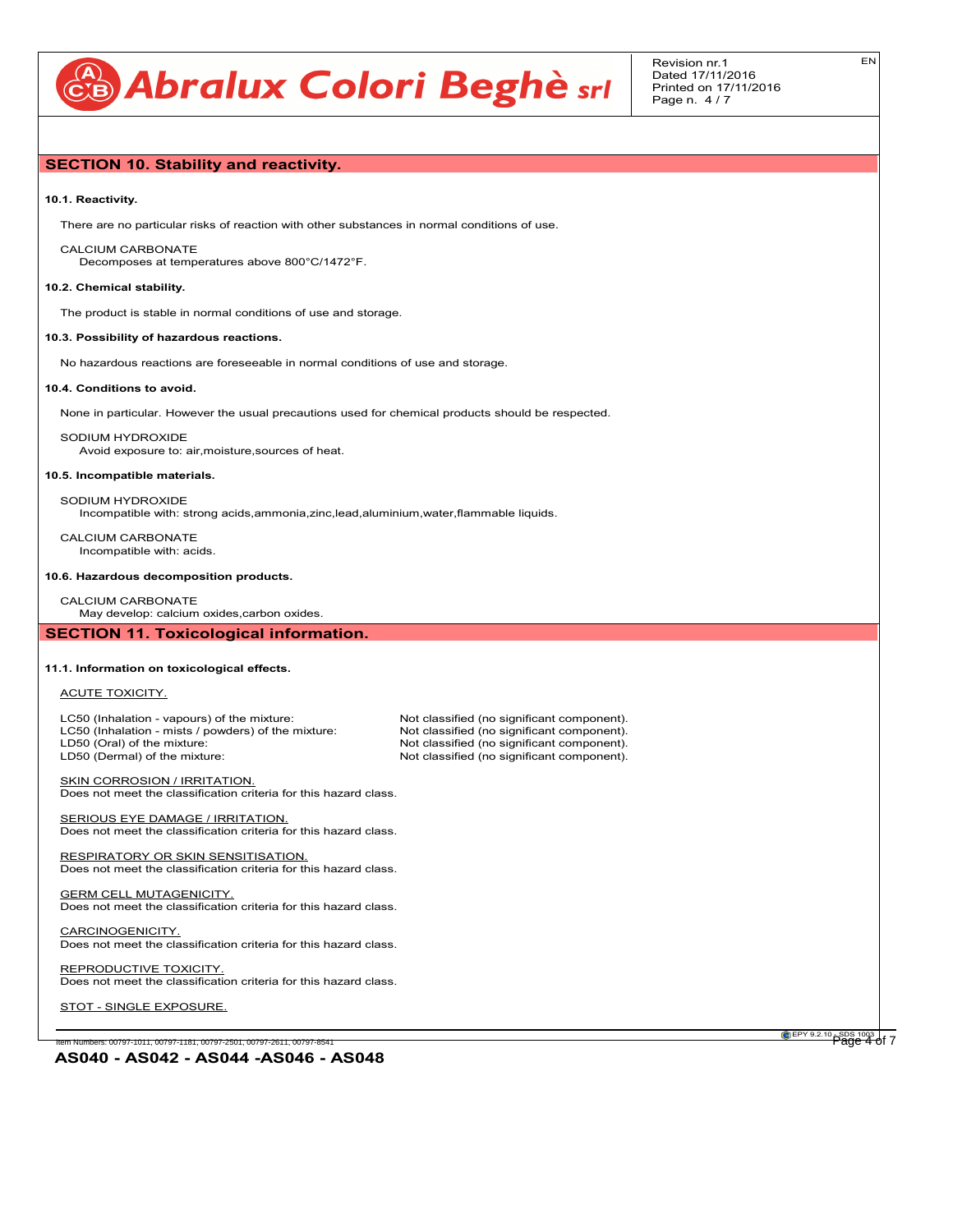## SECTION 10. Stability and reactivity.

**10.1. Reactivity.**

There are no particular risks of reaction with other substances in normal conditions of use.

CALCIUM CARBONATE
Decomposes at temperatures above 800°C/1472°F.

**10.2. Chemical stability.**

The product is stable in normal conditions of use and storage.

**10.3. Possibility of hazardous reactions.**

No hazardous reactions are foreseeable in normal conditions of use and storage.

**10.4. Conditions to avoid.**

None in particular. However the usual precautions used for chemical products should be respected.

SODIUM HYDROXIDE
Avoid exposure to: air,moisture,sources of heat.

**10.5. Incompatible materials.**

SODIUM HYDROXIDE
Incompatible with: strong acids,ammonia,zinc,lead,aluminium,water,flammable liquids.

CALCIUM CARBONATE
Incompatible with: acids.

**10.6. Hazardous decomposition products.**

CALCIUM CARBONATE
May develop: calcium oxides,carbon oxides.

## SECTION 11. Toxicological information.

**11.1. Information on toxicological effects.**

ACUTE TOXICITY.

| | |
|---|---|
| LC50 (Inhalation - vapours) of the mixture: | Not classified (no significant component). |
| LC50 (Inhalation - mists / powders) of the mixture: | Not classified (no significant component). |
| LD50 (Oral) of the mixture: | Not classified (no significant component). |
| LD50 (Dermal) of the mixture: | Not classified (no significant component). |

SKIN CORROSION / IRRITATION.
Does not meet the classification criteria for this hazard class.

SERIOUS EYE DAMAGE / IRRITATION.
Does not meet the classification criteria for this hazard class.

RESPIRATORY OR SKIN SENSITISATION.
Does not meet the classification criteria for this hazard class.

GERM CELL MUTAGENICITY.
Does not meet the classification criteria for this hazard class.

CARCINOGENICITY.
Does not meet the classification criteria for this hazard class.

REPRODUCTIVE TOXICITY.
Does not meet the classification criteria for this hazard class.

STOT - SINGLE EXPOSURE.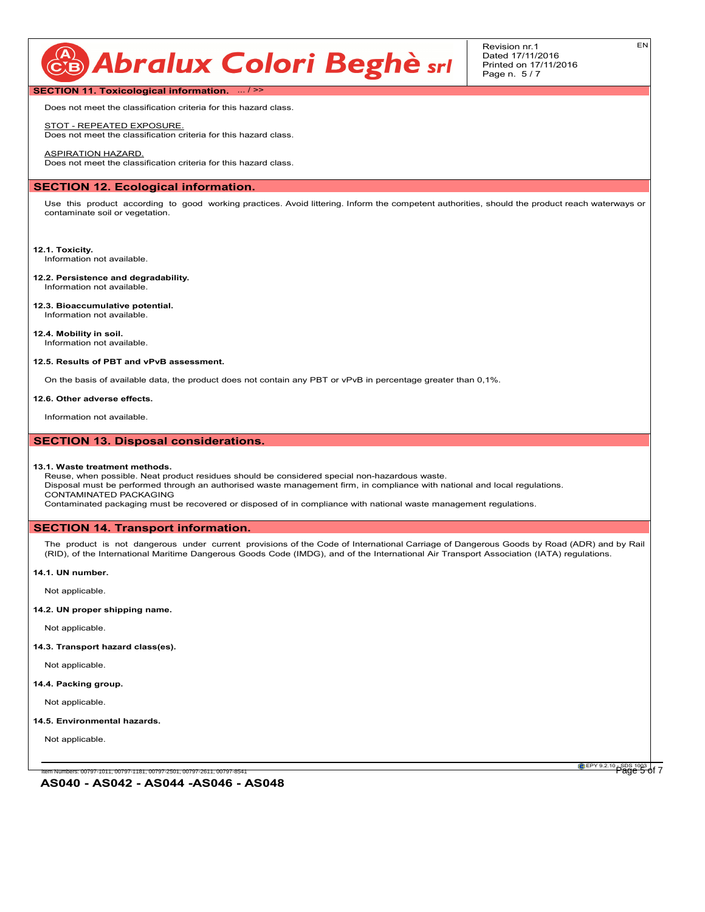## SECTION 11. Toxicological information. ... / >>

Does not meet the classification criteria for this hazard class.

STOT - REPEATED EXPOSURE.
Does not meet the classification criteria for this hazard class.

ASPIRATION HAZARD.
Does not meet the classification criteria for this hazard class.

## SECTION 12. Ecological information.

Use this product according to good working practices. Avoid littering. Inform the competent authorities, should the product reach waterways or contaminate soil or vegetation.

**12.1. Toxicity.**
Information not available.

**12.2. Persistence and degradability.**
Information not available.

**12.3. Bioaccumulative potential.**
Information not available.

**12.4. Mobility in soil.**
Information not available.

**12.5. Results of PBT and vPvB assessment.**

On the basis of available data, the product does not contain any PBT or vPvB in percentage greater than 0,1%.

**12.6. Other adverse effects.**

Information not available.

## SECTION 13. Disposal considerations.

**13.1. Waste treatment methods.**
Reuse, when possible. Neat product residues should be considered special non-hazardous waste.
Disposal must be performed through an authorised waste management firm, in compliance with national and local regulations.
CONTAMINATED PACKAGING
Contaminated packaging must be recovered or disposed of in compliance with national waste management regulations.

## SECTION 14. Transport information.

The product is not dangerous under current provisions of the Code of International Carriage of Dangerous Goods by Road (ADR) and by Rail (RID), of the International Maritime Dangerous Goods Code (IMDG), and of the International Air Transport Association (IATA) regulations.

**14.1. UN number.**

Not applicable.

**14.2. UN proper shipping name.**

Not applicable.

**14.3. Transport hazard class(es).**

Not applicable.

**14.4. Packing group.**

Not applicable.

**14.5. Environmental hazards.**

Not applicable.

Item Numbers: 00797-1011, 00797-1181, 00797-2501, 00797-2611, 00797-8541

**AS040 - AS042 - AS044 -AS046 - AS048**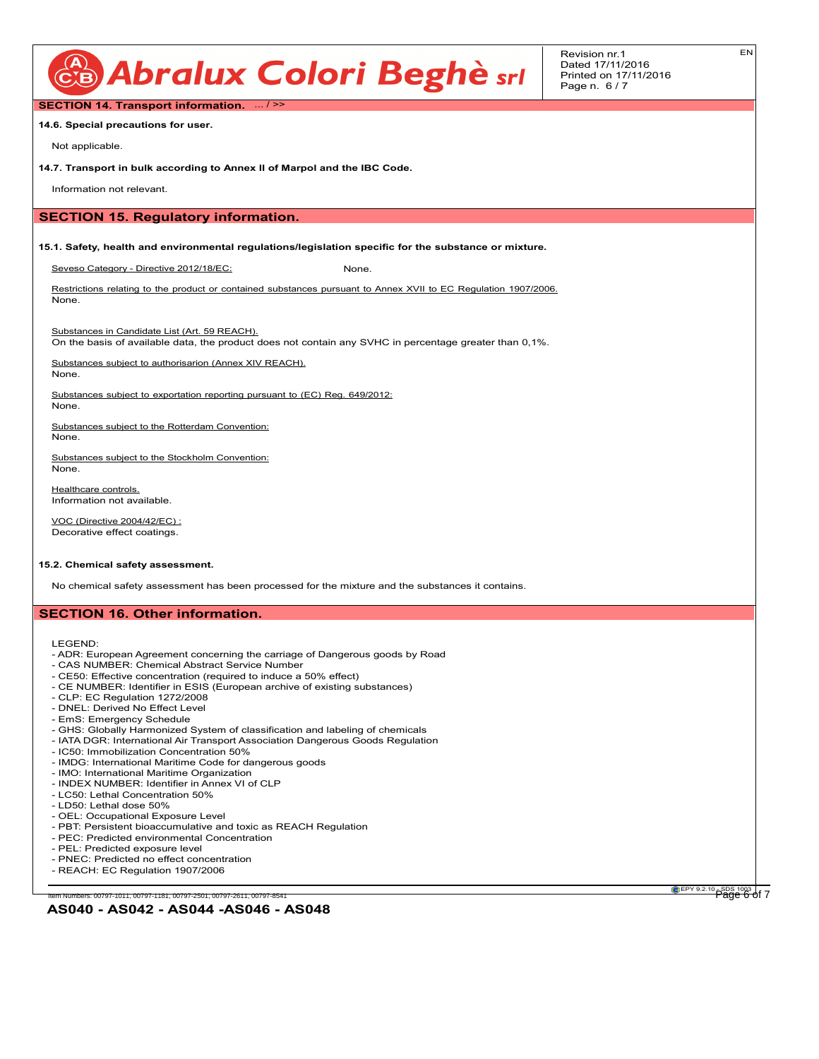## SECTION 14. Transport information. ... / >>

**14.6. Special precautions for user.**

Not applicable.

**14.7. Transport in bulk according to Annex II of Marpol and the IBC Code.**

Information not relevant.

## SECTION 15. Regulatory information.

**15.1. Safety, health and environmental regulations/legislation specific for the substance or mixture.**

Seveso Category - Directive 2012/18/EC: None.

Restrictions relating to the product or contained substances pursuant to Annex XVII to EC Regulation 1907/2006.
None.

Substances in Candidate List (Art. 59 REACH).
On the basis of available data, the product does not contain any SVHC in percentage greater than 0,1%.

Substances subject to authorisarion (Annex XIV REACH).
None.

Substances subject to exportation reporting pursuant to (EC) Reg. 649/2012:
None.

Substances subject to the Rotterdam Convention:
None.

Substances subject to the Stockholm Convention:
None.

Healthcare controls.
Information not available.

VOC (Directive 2004/42/EC) :
Decorative effect coatings.

**15.2. Chemical safety assessment.**

No chemical safety assessment has been processed for the mixture and the substances it contains.

## SECTION 16. Other information.

LEGEND:
- ADR: European Agreement concerning the carriage of Dangerous goods by Road
- CAS NUMBER: Chemical Abstract Service Number
- CE50: Effective concentration (required to induce a 50% effect)
- CE NUMBER: Identifier in ESIS (European archive of existing substances)
- CLP: EC Regulation 1272/2008
- DNEL: Derived No Effect Level
- EmS: Emergency Schedule
- GHS: Globally Harmonized System of classification and labeling of chemicals
- IATA DGR: International Air Transport Association Dangerous Goods Regulation
- IC50: Immobilization Concentration 50%
- IMDG: International Maritime Code for dangerous goods
- IMO: International Maritime Organization
- INDEX NUMBER: Identifier in Annex VI of CLP
- LC50: Lethal Concentration 50%
- LD50: Lethal dose 50%
- OEL: Occupational Exposure Level
- PBT: Persistent bioaccumulative and toxic as REACH Regulation
- PEC: Predicted environmental Concentration
- PEL: Predicted exposure level
- PNEC: Predicted no effect concentration
- REACH: EC Regulation 1907/2006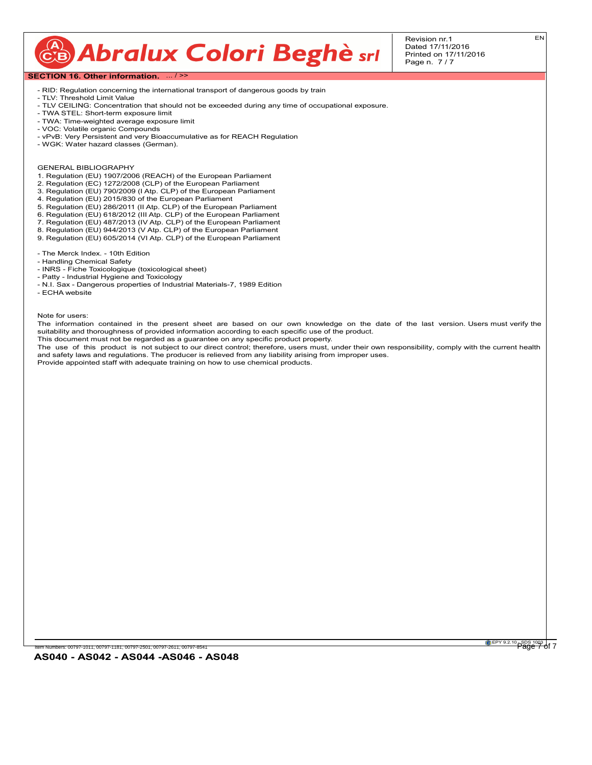## SECTION 16. Other information. ... / >>

- RID: Regulation concerning the international transport of dangerous goods by train
- TLV: Threshold Limit Value
- TLV CEILING: Concentration that should not be exceeded during any time of occupational exposure.
- TWA STEL: Short-term exposure limit
- TWA: Time-weighted average exposure limit
- VOC: Volatile organic Compounds
- vPvB: Very Persistent and very Bioaccumulative as for REACH Regulation
- WGK: Water hazard classes (German).

GENERAL BIBLIOGRAPHY

1. Regulation (EU) 1907/2006 (REACH) of the European Parliament
2. Regulation (EC) 1272/2008 (CLP) of the European Parliament
3. Regulation (EU) 790/2009 (I Atp. CLP) of the European Parliament
4. Regulation (EU) 2015/830 of the European Parliament
5. Regulation (EU) 286/2011 (II Atp. CLP) of the European Parliament
6. Regulation (EU) 618/2012 (III Atp. CLP) of the European Parliament
7. Regulation (EU) 487/2013 (IV Atp. CLP) of the European Parliament
8. Regulation (EU) 944/2013 (V Atp. CLP) of the European Parliament
9. Regulation (EU) 605/2014 (VI Atp. CLP) of the European Parliament

- The Merck Index. - 10th Edition
- Handling Chemical Safety
- INRS - Fiche Toxicologique (toxicological sheet)
- Patty - Industrial Hygiene and Toxicology
- N.I. Sax - Dangerous properties of Industrial Materials-7, 1989 Edition
- ECHA website

Note for users:

The information contained in the present sheet are based on our own knowledge on the date of the last version. Users must verify the suitability and thoroughness of provided information according to each specific use of the product.

This document must not be regarded as a guarantee on any specific product property.

The use of this product is not subject to our direct control; therefore, users must, under their own responsibility, comply with the current health and safety laws and regulations. The producer is relieved from any liability arising from improper uses.

Provide appointed staff with adequate training on how to use chemical products.